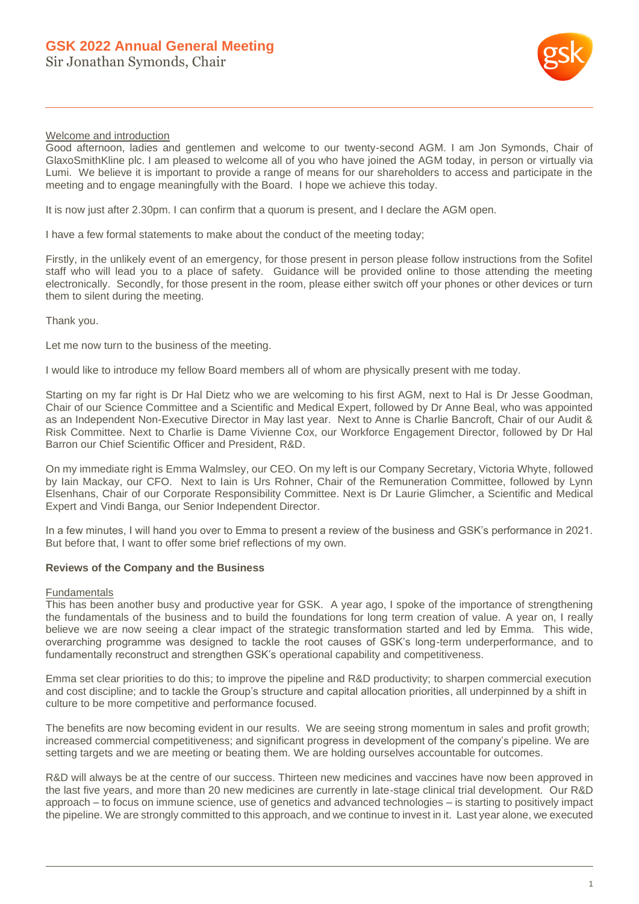# GSK 2022 Annual General Meeting

Sir Jonathan Symonds, Chair

Welcome and introduction

Good afternoon, ladies and gentlemen and welcome to our twenty-second AGM. I am Jon Symonds, Chair of GlaxoSmithKline plc. I am pleased to welcome all of you who have joined the AGM today, in person or virtually via Lumi. We believe it is important to provide a range of means for our shareholders to access and participate in the meeting and to engage meaningfully with the Board. I hope we achieve this today.

It is now just after 2.30pm. I can confirm that a quorum is present, and I declare the AGM open.

I have a few formal statements to make about the conduct of the meeting today;

Firstly, in the unlikely event of an emergency, for those present in person please follow instructions from the Sofitel staff who will lead you to a place of safety. Guidance will be provided online to those attending the meeting electronically. Secondly, for those present in the room, please either switch off your phones or other devices or turn them to silent during the meeting.

Thank you.

Let me now turn to the business of the meeting.

I would like to introduce my fellow Board members all of whom are physically present with me today.

Starting on my far right is Dr Hal Dietz who we are welcoming to his first AGM, next to Hal is Dr Jesse Goodman, Chair of our Science Committee and a Scientific and Medical Expert, followed by Dr Anne Beal, who was appointed as an Independent Non-Executive Director in May last year. Next to Anne is Charlie Bancroft, Chair of our Audit & Risk Committee. Next to Charlie is Dame Vivienne Cox, our Workforce Engagement Director, followed by Dr Hal Barron our Chief Scientific Officer and President, R&D.

On my immediate right is Emma Walmsley, our CEO. On my left is our Company Secretary, Victoria Whyte, followed by Iain Mackay, our CFO. Next to Iain is Urs Rohner, Chair of the Remuneration Committee, followed by Lynn Elsenhans, Chair of our Corporate Responsibility Committee. Next is Dr Laurie Glimcher, a Scientific and Medical Expert and Vindi Banga, our Senior Independent Director.

In a few minutes, I will hand you over to Emma to present a review of the business and GSK's performance in 2021. But before that, I want to offer some brief reflections of my own.

## Reviews of the Company and the Business

Fundamentals

This has been another busy and productive year for GSK. A year ago, I spoke of the importance of strengthening the fundamentals of the business and to build the foundations for long term creation of value. A year on, I really believe we are now seeing a clear impact of the strategic transformation started and led by Emma. This wide, overarching programme was designed to tackle the root causes of GSK's long-term underperformance, and to fundamentally reconstruct and strengthen GSK's operational capability and competitiveness.

Emma set clear priorities to do this; to improve the pipeline and R&D productivity; to sharpen commercial execution and cost discipline; and to tackle the Group's structure and capital allocation priorities, all underpinned by a shift in culture to be more competitive and performance focused.

The benefits are now becoming evident in our results. We are seeing strong momentum in sales and profit growth; increased commercial competitiveness; and significant progress in development of the company's pipeline. We are setting targets and we are meeting or beating them. We are holding ourselves accountable for outcomes.

R&D will always be at the centre of our success. Thirteen new medicines and vaccines have now been approved in the last five years, and more than 20 new medicines are currently in late-stage clinical trial development. Our R&D approach – to focus on immune science, use of genetics and advanced technologies – is starting to positively impact the pipeline. We are strongly committed to this approach, and we continue to invest in it. Last year alone, we executed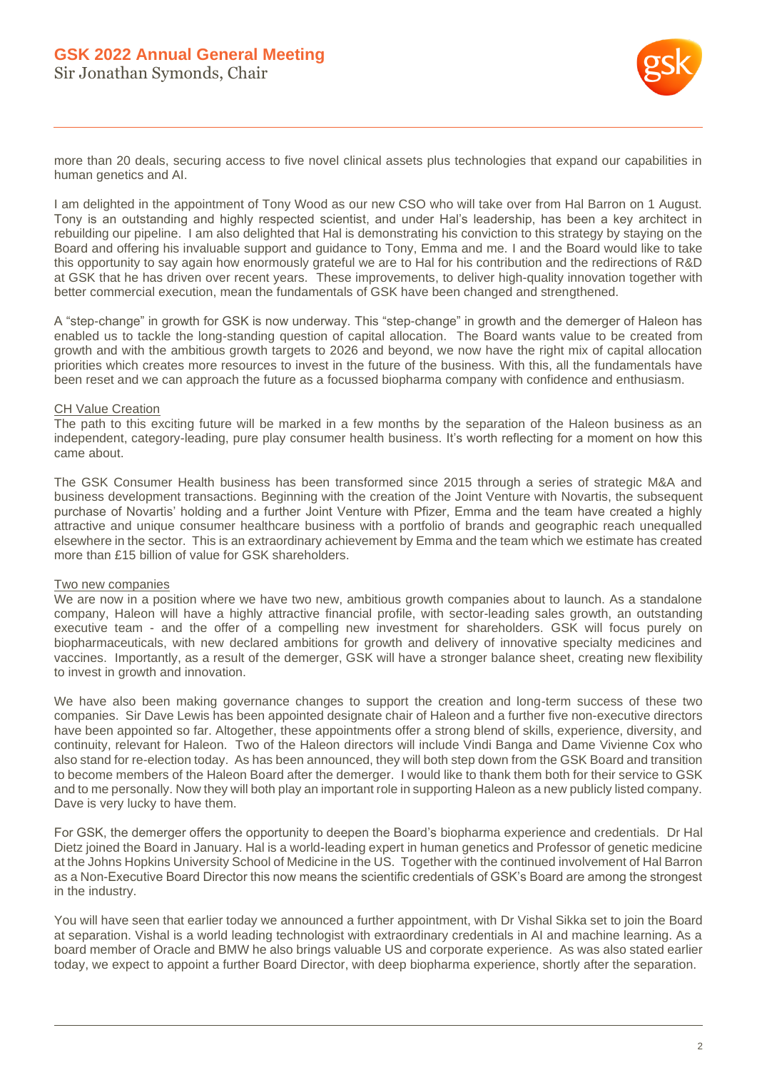more than 20 deals, securing access to five novel clinical assets plus technologies that expand our capabilities in human genetics and AI.

I am delighted in the appointment of Tony Wood as our new CSO who will take over from Hal Barron on 1 August. Tony is an outstanding and highly respected scientist, and under Hal's leadership, has been a key architect in rebuilding our pipeline. I am also delighted that Hal is demonstrating his conviction to this strategy by staying on the Board and offering his invaluable support and guidance to Tony, Emma and me. I and the Board would like to take this opportunity to say again how enormously grateful we are to Hal for his contribution and the redirections of R&D at GSK that he has driven over recent years. These improvements, to deliver high-quality innovation together with better commercial execution, mean the fundamentals of GSK have been changed and strengthened.

A "step-change" in growth for GSK is now underway. This "step-change" in growth and the demerger of Haleon has enabled us to tackle the long-standing question of capital allocation. The Board wants value to be created from growth and with the ambitious growth targets to 2026 and beyond, we now have the right mix of capital allocation priorities which creates more resources to invest in the future of the business. With this, all the fundamentals have been reset and we can approach the future as a focussed biopharma company with confidence and enthusiasm.

<u>CH Value Creation</u>
The path to this exciting future will be marked in a few months by the separation of the Haleon business as an independent, category-leading, pure play consumer health business. It's worth reflecting for a moment on how this came about.

The GSK Consumer Health business has been transformed since 2015 through a series of strategic M&A and business development transactions. Beginning with the creation of the Joint Venture with Novartis, the subsequent purchase of Novartis' holding and a further Joint Venture with Pfizer, Emma and the team have created a highly attractive and unique consumer healthcare business with a portfolio of brands and geographic reach unequalled elsewhere in the sector. This is an extraordinary achievement by Emma and the team which we estimate has created more than £15 billion of value for GSK shareholders.

<u>Two new companies</u>
We are now in a position where we have two new, ambitious growth companies about to launch. As a standalone company, Haleon will have a highly attractive financial profile, with sector-leading sales growth, an outstanding executive team - and the offer of a compelling new investment for shareholders. GSK will focus purely on biopharmaceuticals, with new declared ambitions for growth and delivery of innovative specialty medicines and vaccines. Importantly, as a result of the demerger, GSK will have a stronger balance sheet, creating new flexibility to invest in growth and innovation.

We have also been making governance changes to support the creation and long-term success of these two companies. Sir Dave Lewis has been appointed designate chair of Haleon and a further five non-executive directors have been appointed so far. Altogether, these appointments offer a strong blend of skills, experience, diversity, and continuity, relevant for Haleon. Two of the Haleon directors will include Vindi Banga and Dame Vivienne Cox who also stand for re-election today. As has been announced, they will both step down from the GSK Board and transition to become members of the Haleon Board after the demerger. I would like to thank them both for their service to GSK and to me personally. Now they will both play an important role in supporting Haleon as a new publicly listed company. Dave is very lucky to have them.

For GSK, the demerger offers the opportunity to deepen the Board's biopharma experience and credentials. Dr Hal Dietz joined the Board in January. Hal is a world-leading expert in human genetics and Professor of genetic medicine at the Johns Hopkins University School of Medicine in the US. Together with the continued involvement of Hal Barron as a Non-Executive Board Director this now means the scientific credentials of GSK's Board are among the strongest in the industry.

You will have seen that earlier today we announced a further appointment, with Dr Vishal Sikka set to join the Board at separation. Vishal is a world leading technologist with extraordinary credentials in AI and machine learning. As a board member of Oracle and BMW he also brings valuable US and corporate experience. As was also stated earlier today, we expect to appoint a further Board Director, with deep biopharma experience, shortly after the separation.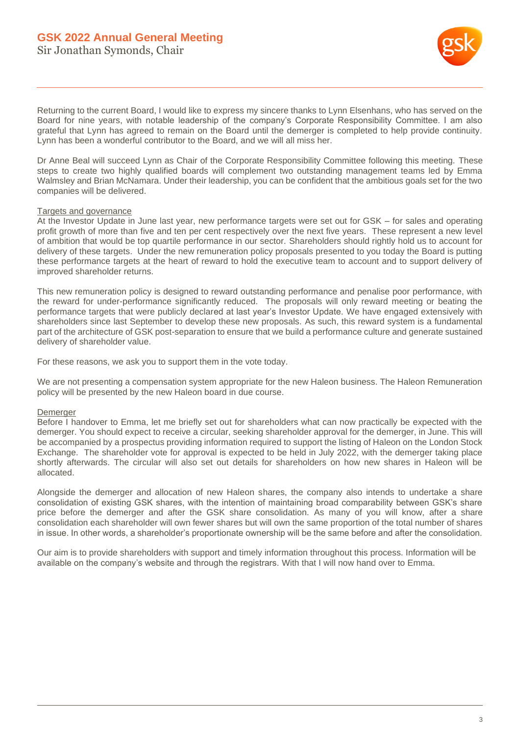Returning to the current Board, I would like to express my sincere thanks to Lynn Elsenhans, who has served on the Board for nine years, with notable leadership of the company's Corporate Responsibility Committee. I am also grateful that Lynn has agreed to remain on the Board until the demerger is completed to help provide continuity. Lynn has been a wonderful contributor to the Board, and we will all miss her.

Dr Anne Beal will succeed Lynn as Chair of the Corporate Responsibility Committee following this meeting. These steps to create two highly qualified boards will complement two outstanding management teams led by Emma Walmsley and Brian McNamara. Under their leadership, you can be confident that the ambitious goals set for the two companies will be delivered.

## Targets and governance

At the Investor Update in June last year, new performance targets were set out for GSK – for sales and operating profit growth of more than five and ten per cent respectively over the next five years. These represent a new level of ambition that would be top quartile performance in our sector. Shareholders should rightly hold us to account for delivery of these targets. Under the new remuneration policy proposals presented to you today the Board is putting these performance targets at the heart of reward to hold the executive team to account and to support delivery of improved shareholder returns.

This new remuneration policy is designed to reward outstanding performance and penalise poor performance, with the reward for under-performance significantly reduced. The proposals will only reward meeting or beating the performance targets that were publicly declared at last year's Investor Update. We have engaged extensively with shareholders since last September to develop these new proposals. As such, this reward system is a fundamental part of the architecture of GSK post-separation to ensure that we build a performance culture and generate sustained delivery of shareholder value.

For these reasons, we ask you to support them in the vote today.

We are not presenting a compensation system appropriate for the new Haleon business. The Haleon Remuneration policy will be presented by the new Haleon board in due course.

## Demerger

Before I handover to Emma, let me briefly set out for shareholders what can now practically be expected with the demerger. You should expect to receive a circular, seeking shareholder approval for the demerger, in June. This will be accompanied by a prospectus providing information required to support the listing of Haleon on the London Stock Exchange. The shareholder vote for approval is expected to be held in July 2022, with the demerger taking place shortly afterwards. The circular will also set out details for shareholders on how new shares in Haleon will be allocated.

Alongside the demerger and allocation of new Haleon shares, the company also intends to undertake a share consolidation of existing GSK shares, with the intention of maintaining broad comparability between GSK's share price before the demerger and after the GSK share consolidation. As many of you will know, after a share consolidation each shareholder will own fewer shares but will own the same proportion of the total number of shares in issue. In other words, a shareholder's proportionate ownership will be the same before and after the consolidation.

Our aim is to provide shareholders with support and timely information throughout this process. Information will be available on the company's website and through the registrars. With that I will now hand over to Emma.